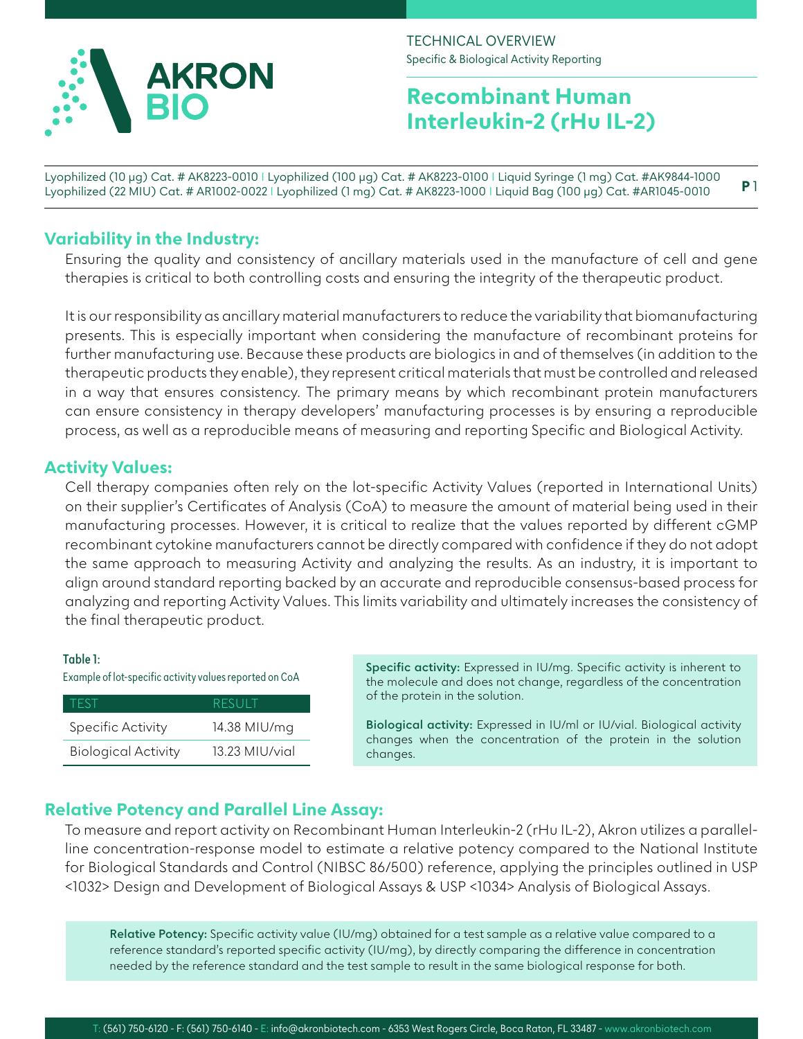AKRON BIO

TECHNICAL OVERVIEW
Specific & Biological Activity Reporting

# Recombinant Human Interleukin-2 (rHu IL-2)

Lyophilized (10 µg) Cat. # AK8223-0010 | Lyophilized (100 µg) Cat. # AK8223-0100 | Liquid Syringe (1 mg) Cat. #AK9844-1000
Lyophilized (22 MIU) Cat. # AR1002-0022 | Lyophilized (1 mg) Cat. # AK8223-1000 | Liquid Bag (100 µg) Cat. #AR1045-0010

## Variability in the Industry:

Ensuring the quality and consistency of ancillary materials used in the manufacture of cell and gene therapies is critical to both controlling costs and ensuring the integrity of the therapeutic product.

It is our responsibility as ancillary material manufacturers to reduce the variability that biomanufacturing presents. This is especially important when considering the manufacture of recombinant proteins for further manufacturing use. Because these products are biologics in and of themselves (in addition to the therapeutic products they enable), they represent critical materials that must be controlled and released in a way that ensures consistency. The primary means by which recombinant protein manufacturers can ensure consistency in therapy developers' manufacturing processes is by ensuring a reproducible process, as well as a reproducible means of measuring and reporting Specific and Biological Activity.

## Activity Values:

Cell therapy companies often rely on the lot-specific Activity Values (reported in International Units) on their supplier's Certificates of Analysis (CoA) to measure the amount of material being used in their manufacturing processes. However, it is critical to realize that the values reported by different cGMP recombinant cytokine manufacturers cannot be directly compared with confidence if they do not adopt the same approach to measuring Activity and analyzing the results. As an industry, it is important to align around standard reporting backed by an accurate and reproducible consensus-based process for analyzing and reporting Activity Values. This limits variability and ultimately increases the consistency of the final therapeutic product.

**Table 1:**
Example of lot-specific activity values reported on CoA

| TEST | RESULT |
|---|---|
| Specific Activity | 14.38 MIU/mg |
| Biological Activity | 13.23 MIU/vial |

**Specific activity:** Expressed in IU/mg. Specific activity is inherent to the molecule and does not change, regardless of the concentration of the protein in the solution.

**Biological activity:** Expressed in IU/ml or IU/vial. Biological activity changes when the concentration of the protein in the solution changes.

## Relative Potency and Parallel Line Assay:

To measure and report activity on Recombinant Human Interleukin-2 (rHu IL-2), Akron utilizes a parallel-line concentration-response model to estimate a relative potency compared to the National Institute for Biological Standards and Control (NIBSC 86/500) reference, applying the principles outlined in USP <1032> Design and Development of Biological Assays & USP <1034> Analysis of Biological Assays.

**Relative Potency:** Specific activity value (IU/mg) obtained for a test sample as a relative value compared to a reference standard's reported specific activity (IU/mg), by directly comparing the difference in concentration needed by the reference standard and the test sample to result in the same biological response for both.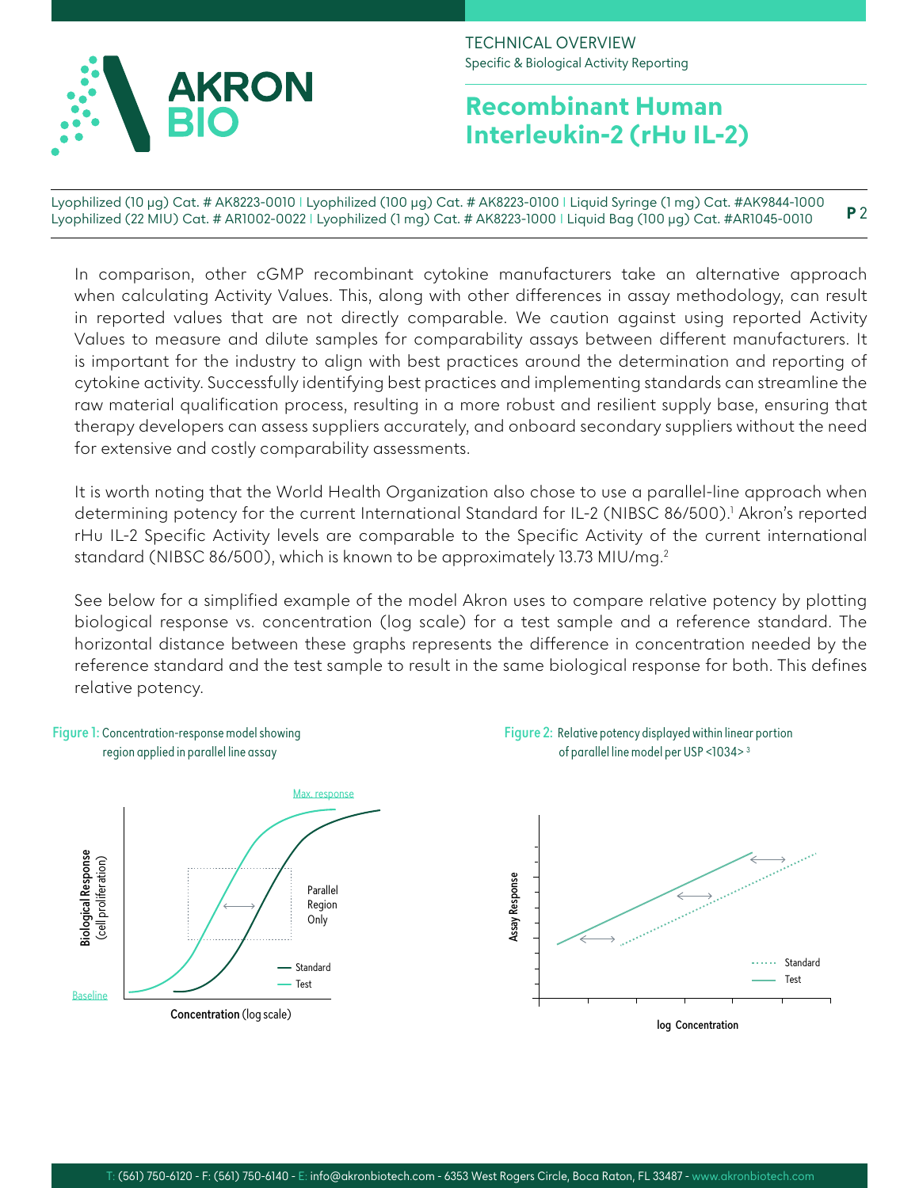In comparison, other cGMP recombinant cytokine manufacturers take an alternative approach when calculating Activity Values. This, along with other differences in assay methodology, can result in reported values that are not directly comparable. We caution against using reported Activity Values to measure and dilute samples for comparability assays between different manufacturers. It is important for the industry to align with best practices around the determination and reporting of cytokine activity. Successfully identifying best practices and implementing standards can streamline the raw material qualification process, resulting in a more robust and resilient supply base, ensuring that therapy developers can assess suppliers accurately, and onboard secondary suppliers without the need for extensive and costly comparability assessments.

It is worth noting that the World Health Organization also chose to use a parallel-line approach when determining potency for the current International Standard for IL-2 (NIBSC 86/500).[1] Akron's reported rHu IL-2 Specific Activity levels are comparable to the Specific Activity of the current international standard (NIBSC 86/500), which is known to be approximately 13.73 MIU/mg.[2]

See below for a simplified example of the model Akron uses to compare relative potency by plotting biological response vs. concentration (log scale) for a test sample and a reference standard. The horizontal distance between these graphs represents the difference in concentration needed by the reference standard and the test sample to result in the same biological response for both. This defines relative potency.

**Figure 1:** Concentration-response model showing region applied in parallel line assay

**Figure 2:** Relative potency displayed within linear portion of parallel line model per USP <1034> [3]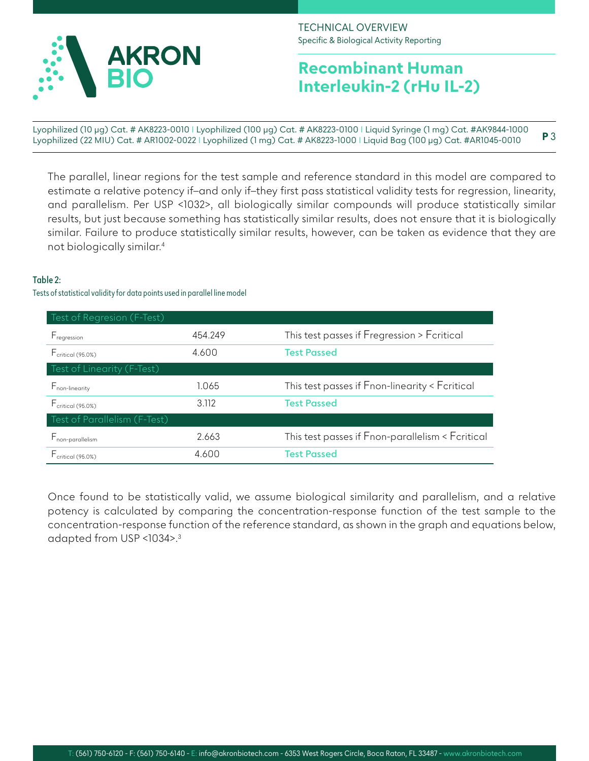The parallel, linear regions for the test sample and reference standard in this model are compared to estimate a relative potency if–and only if–they first pass statistical validity tests for regression, linearity, and parallelism. Per USP <1032>, all biologically similar compounds will produce statistically similar results, but just because something has statistically similar results, does not ensure that it is biologically similar. Failure to produce statistically similar results, however, can be taken as evidence that they are not biologically similar.[4]

**Table 2:**

Tests of statistical validity for data points used in parallel line model

| Test of Regression (F-Test) | | |
|---|---|---|
| $F_{regression}$ | 454.249 | This test passes if $F_{regression} > F_{critical}$ |
| $F_{critical\ (95.0\%)}$ | 4.600 | **Test Passed** |
| **Test of Linearity (F-Test)** | | |
| $F_{non\text{-}linearity}$ | 1.065 | This test passes if $F_{non\text{-}linearity} < F_{critical}$ |
| $F_{critical\ (95.0\%)}$ | 3.112 | **Test Passed** |
| **Test of Parallelism (F-Test)** | | |
| $F_{non\text{-}parallelism}$ | 2.663 | This test passes if $F_{non\text{-}parallelism} < F_{critical}$ |
| $F_{critical\ (95.0\%)}$ | 4.600 | **Test Passed** |

Once found to be statistically valid, we assume biological similarity and parallelism, and a relative potency is calculated by comparing the concentration-response function of the test sample to the concentration-response function of the reference standard, as shown in the graph and equations below, adapted from USP <1034>.[3]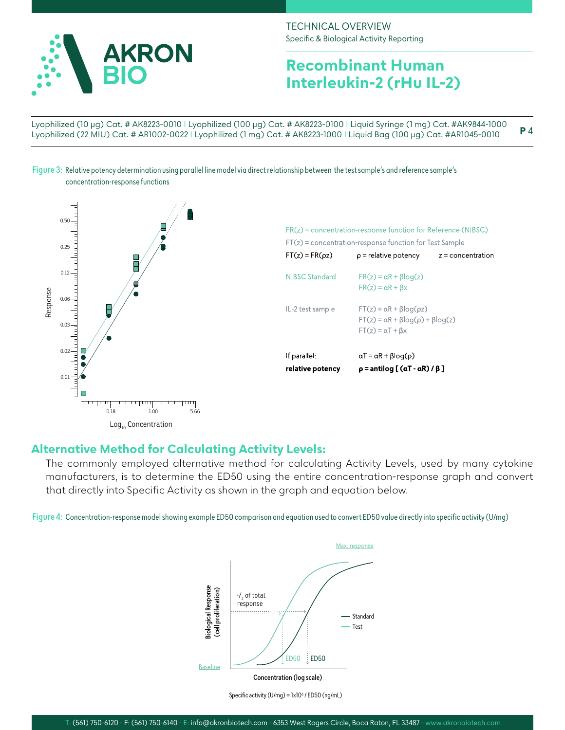Figure 3: Relative potency determination using parallel line model via direct relationship between the test sample's and reference sample's concentration-response functions

FR(z) = concentration-response function for Reference (NIBSC)

FT(z) = concentration-response function for Test Sample

$FT(z) = FR(\rho z)$  $\rho$ = relative potency  $z$ = concentration

NIBSC Standard  $FR(z) = \alpha R + \beta \log(z)$

$FR(z) = \alpha R + \beta x$

IL-2 test sample  $FT(z) = \alpha R + \beta \log(\rho z)$

$FT(z) = \alpha R + \beta \log(\rho) + \beta \log(z)$

$FT(z) = \alpha T + \beta x$

If parallel:  $\alpha T = \alpha R + \beta \log(\rho)$

**relative potency**  $\rho = \text{antilog}\left[ (\alpha T - \alpha R) / \beta \right]$

## Alternative Method for Calculating Activity Levels:

The commonly employed alternative method for calculating Activity Levels, used by many cytokine manufacturers, is to determine the ED50 using the entire concentration-response graph and convert that directly into Specific Activity as shown in the graph and equation below.

Figure 4: Concentration-response model showing example ED50 comparison and equation used to convert ED50 value directly into specific activity (U/mg)

Specific activity (U/mg) = $1 \times 10^6$ / ED50 (ng/mL)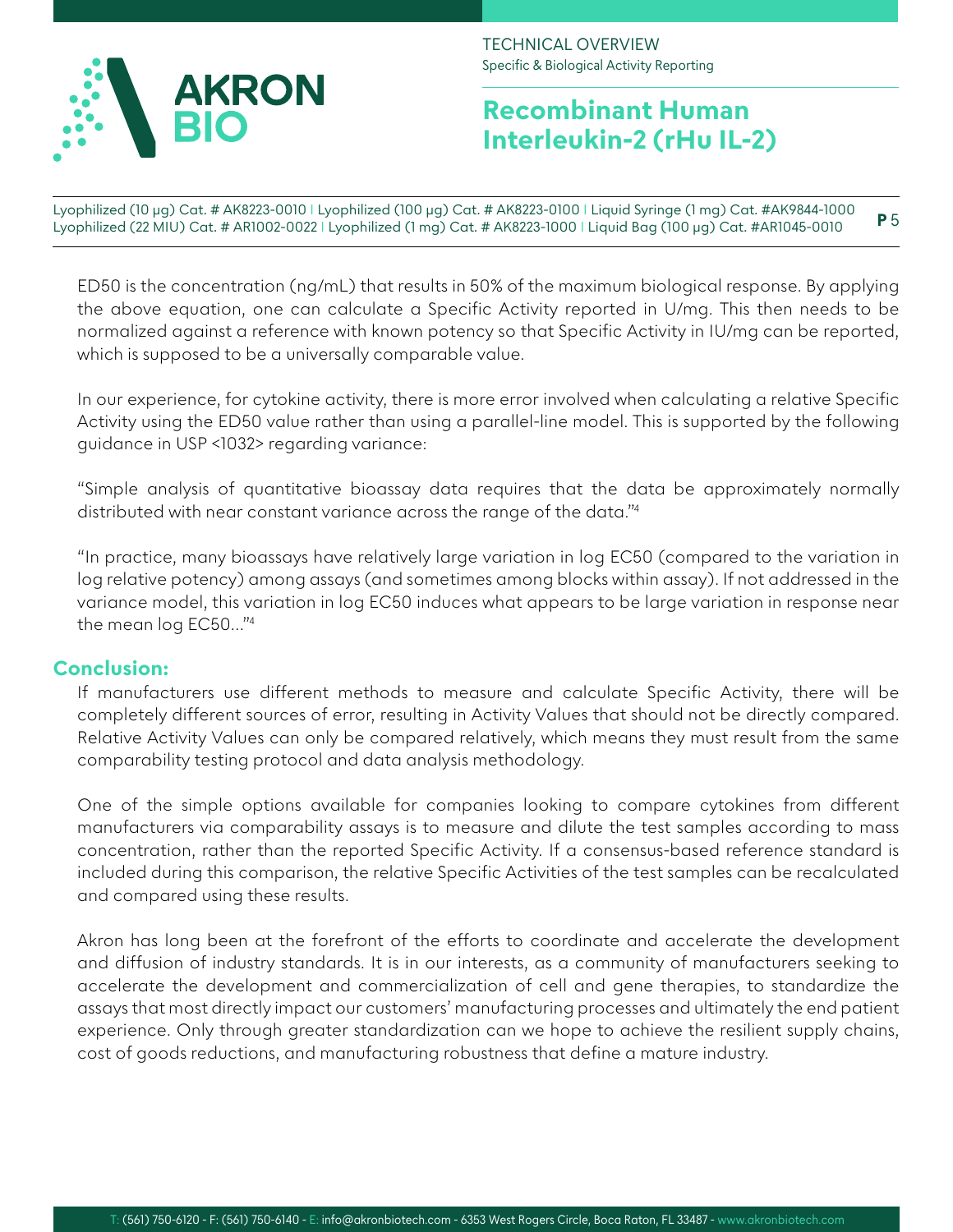ED50 is the concentration (ng/mL) that results in 50% of the maximum biological response. By applying the above equation, one can calculate a Specific Activity reported in U/mg. This then needs to be normalized against a reference with known potency so that Specific Activity in IU/mg can be reported, which is supposed to be a universally comparable value.

In our experience, for cytokine activity, there is more error involved when calculating a relative Specific Activity using the ED50 value rather than using a parallel-line model. This is supported by the following guidance in USP <1032> regarding variance:

"Simple analysis of quantitative bioassay data requires that the data be approximately normally distributed with near constant variance across the range of the data."[4]

"In practice, many bioassays have relatively large variation in log EC50 (compared to the variation in log relative potency) among assays (and sometimes among blocks within assay). If not addressed in the variance model, this variation in log EC50 induces what appears to be large variation in response near the mean log EC50..."[4]

## Conclusion:

If manufacturers use different methods to measure and calculate Specific Activity, there will be completely different sources of error, resulting in Activity Values that should not be directly compared. Relative Activity Values can only be compared relatively, which means they must result from the same comparability testing protocol and data analysis methodology.

One of the simple options available for companies looking to compare cytokines from different manufacturers via comparability assays is to measure and dilute the test samples according to mass concentration, rather than the reported Specific Activity. If a consensus-based reference standard is included during this comparison, the relative Specific Activities of the test samples can be recalculated and compared using these results.

Akron has long been at the forefront of the efforts to coordinate and accelerate the development and diffusion of industry standards. It is in our interests, as a community of manufacturers seeking to accelerate the development and commercialization of cell and gene therapies, to standardize the assays that most directly impact our customers' manufacturing processes and ultimately the end patient experience. Only through greater standardization can we hope to achieve the resilient supply chains, cost of goods reductions, and manufacturing robustness that define a mature industry.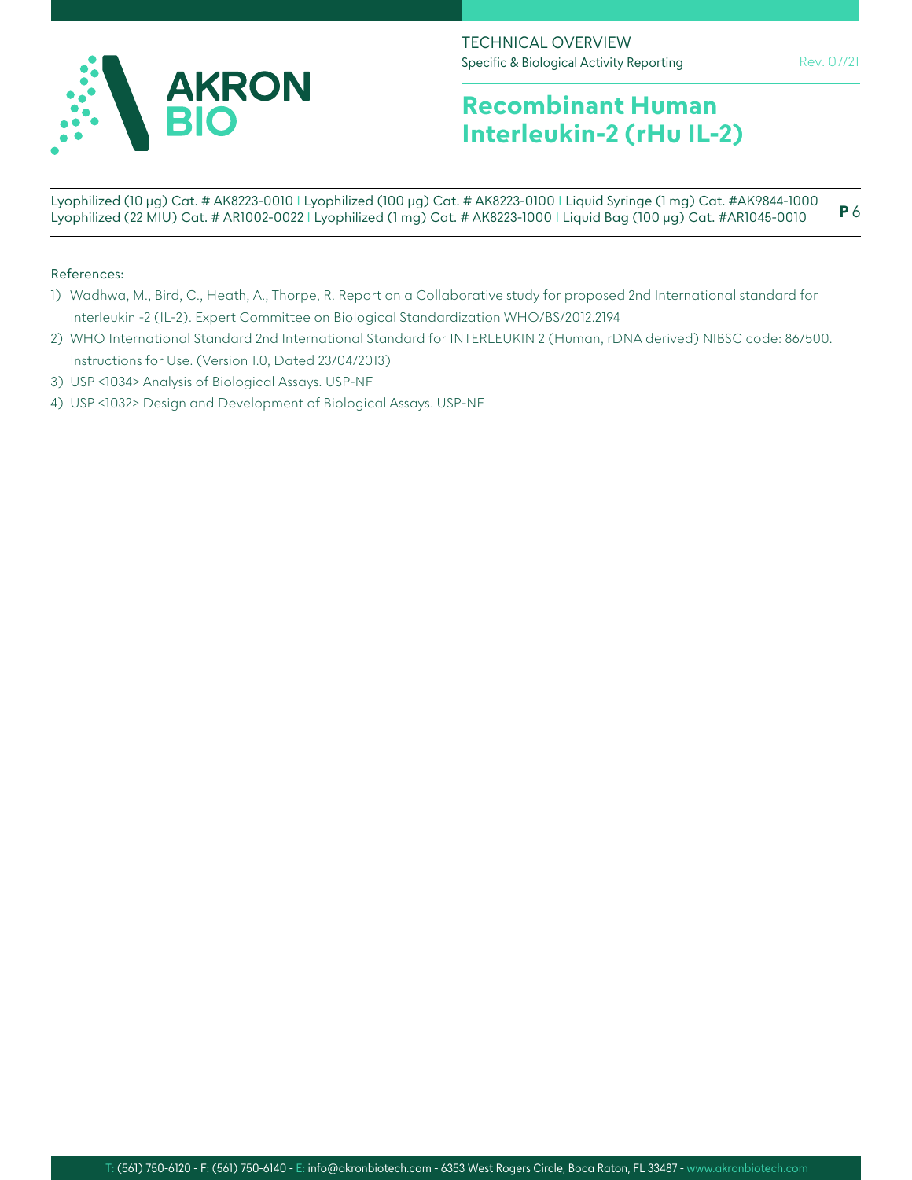References:

1) Wadhwa, M., Bird, C., Heath, A., Thorpe, R. Report on a Collaborative study for proposed 2nd International standard for Interleukin -2 (IL-2). Expert Committee on Biological Standardization WHO/BS/2012.2194
2) WHO International Standard 2nd International Standard for INTERLEUKIN 2 (Human, rDNA derived) NIBSC code: 86/500. Instructions for Use. (Version 1.0, Dated 23/04/2013)
3) USP <1034> Analysis of Biological Assays. USP-NF
4) USP <1032> Design and Development of Biological Assays. USP-NF